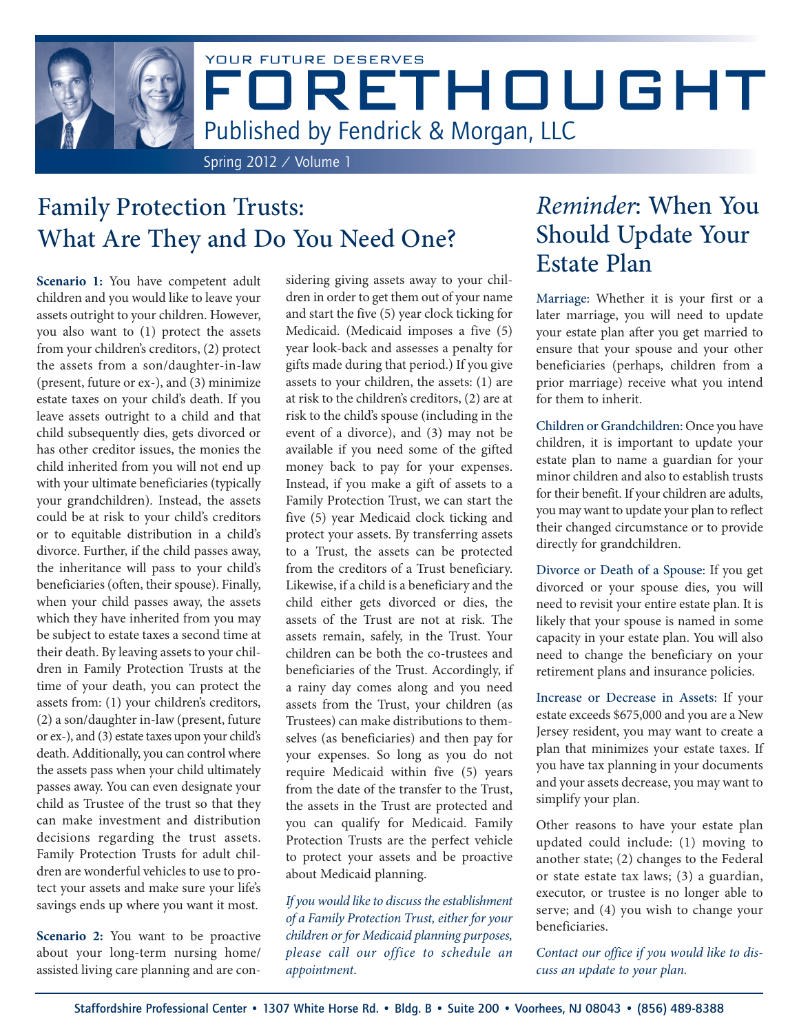YOUR FUTURE DESERVES

# FORETHOUGHT

Published by Fendrick & Morgan, LLC

Spring 2012 / Volume 1

## Family Protection Trusts: What Are They and Do You Need One?

**Scenario 1:** You have competent adult children and you would like to leave your assets outright to your children. However, you also want to (1) protect the assets from your children's creditors, (2) protect the assets from a son/daughter-in-law (present, future or ex-), and (3) minimize estate taxes on your child's death. If you leave assets outright to a child and that child subsequently dies, gets divorced or has other creditor issues, the monies the child inherited from you will not end up with your ultimate beneficiaries (typically your grandchildren). Instead, the assets could be at risk to your child's creditors or to equitable distribution in a child's divorce. Further, if the child passes away, the inheritance will pass to your child's beneficiaries (often, their spouse). Finally, when your child passes away, the assets which they have inherited from you may be subject to estate taxes a second time at their death. By leaving assets to your children in Family Protection Trusts at the time of your death, you can protect the assets from: (1) your children's creditors, (2) a son/daughter in-law (present, future or ex-), and (3) estate taxes upon your child's death. Additionally, you can control where the assets pass when your child ultimately passes away. You can even designate your child as Trustee of the trust so that they can make investment and distribution decisions regarding the trust assets. Family Protection Trusts for adult children are wonderful vehicles to use to protect your assets and make sure your life's savings ends up where you want it most.

**Scenario 2:** You want to be proactive about your long-term nursing home/assisted living care planning and are considering giving assets away to your children in order to get them out of your name and start the five (5) year clock ticking for Medicaid. (Medicaid imposes a five (5) year look-back and assesses a penalty for gifts made during that period.) If you give assets to your children, the assets: (1) are at risk to the children's creditors, (2) are at risk to the child's spouse (including in the event of a divorce), and (3) may not be available if you need some of the gifted money back to pay for your expenses. Instead, if you make a gift of assets to a Family Protection Trust, we can start the five (5) year Medicaid clock ticking and protect your assets. By transferring assets to a Trust, the assets can be protected from the creditors of a Trust beneficiary. Likewise, if a child is a beneficiary and the child either gets divorced or dies, the assets of the Trust are not at risk. The assets remain, safely, in the Trust. Your children can be both the co-trustees and beneficiaries of the Trust. Accordingly, if a rainy day comes along and you need assets from the Trust, your children (as Trustees) can make distributions to themselves (as beneficiaries) and then pay for your expenses. So long as you do not require Medicaid within five (5) years from the date of the transfer to the Trust, the assets in the Trust are protected and you can qualify for Medicaid. Family Protection Trusts are the perfect vehicle to protect your assets and be proactive about Medicaid planning.

*If you would like to discuss the establishment of a Family Protection Trust, either for your children or for Medicaid planning purposes, please call our office to schedule an appointment.*

## *Reminder*: When You Should Update Your Estate Plan

Marriage: Whether it is your first or a later marriage, you will need to update your estate plan after you get married to ensure that your spouse and your other beneficiaries (perhaps, children from a prior marriage) receive what you intend for them to inherit.

Children or Grandchildren: Once you have children, it is important to update your estate plan to name a guardian for your minor children and also to establish trusts for their benefit. If your children are adults, you may want to update your plan to reflect their changed circumstance or to provide directly for grandchildren.

Divorce or Death of a Spouse: If you get divorced or your spouse dies, you will need to revisit your entire estate plan. It is likely that your spouse is named in some capacity in your estate plan. You will also need to change the beneficiary on your retirement plans and insurance policies.

Increase or Decrease in Assets: If your estate exceeds $675,000 and you are a New Jersey resident, you may want to create a plan that minimizes your estate taxes. If you have tax planning in your documents and your assets decrease, you may want to simplify your plan.

Other reasons to have your estate plan updated could include: (1) moving to another state; (2) changes to the Federal or state estate tax laws; (3) a guardian, executor, or trustee is no longer able to serve; and (4) you wish to change your beneficiaries.

*Contact our office if you would like to discuss an update to your plan.*

Staffordshire Professional Center • 1307 White Horse Rd. • Bldg. B • Suite 200 • Voorhees, NJ 08043 • (856) 489-8388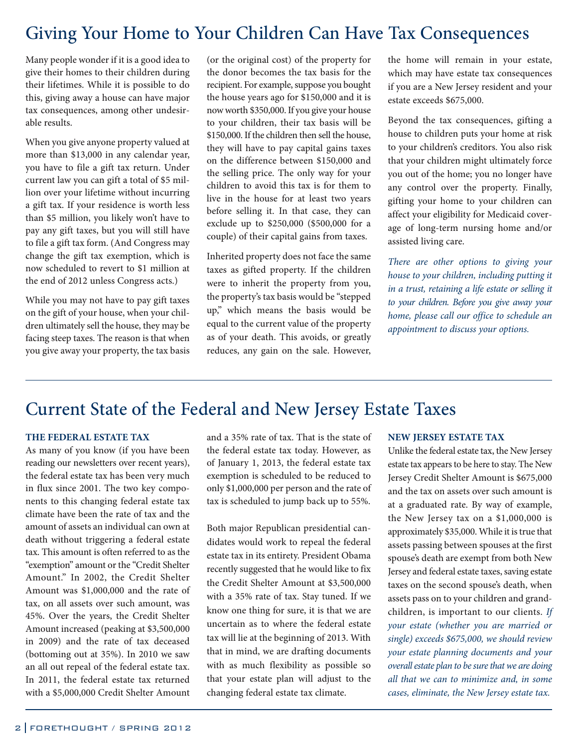# Giving Your Home to Your Children Can Have Tax Consequences

Many people wonder if it is a good idea to give their homes to their children during their lifetimes. While it is possible to do this, giving away a house can have major tax consequences, among other undesirable results.

When you give anyone property valued at more than $13,000 in any calendar year, you have to file a gift tax return. Under current law you can gift a total of $5 million over your lifetime without incurring a gift tax. If your residence is worth less than $5 million, you likely won't have to pay any gift taxes, but you will still have to file a gift tax form. (And Congress may change the gift tax exemption, which is now scheduled to revert to $1 million at the end of 2012 unless Congress acts.)

While you may not have to pay gift taxes on the gift of your house, when your children ultimately sell the house, they may be facing steep taxes. The reason is that when you give away your property, the tax basis (or the original cost) of the property for the donor becomes the tax basis for the recipient. For example, suppose you bought the house years ago for $150,000 and it is now worth $350,000. If you give your house to your children, their tax basis will be $150,000. If the children then sell the house, they will have to pay capital gains taxes on the difference between $150,000 and the selling price. The only way for your children to avoid this tax is for them to live in the house for at least two years before selling it. In that case, they can exclude up to $250,000 ($500,000 for a couple) of their capital gains from taxes.

Inherited property does not face the same taxes as gifted property. If the children were to inherit the property from you, the property's tax basis would be "stepped up," which means the basis would be equal to the current value of the property as of your death. This avoids, or greatly reduces, any gain on the sale. However, the home will remain in your estate, which may have estate tax consequences if you are a New Jersey resident and your estate exceeds $675,000.

Beyond the tax consequences, gifting a house to children puts your home at risk to your children's creditors. You also risk that your children might ultimately force you out of the home; you no longer have any control over the property. Finally, gifting your home to your children can affect your eligibility for Medicaid coverage of long-term nursing home and/or assisted living care.

*There are other options to giving your house to your children, including putting it in a trust, retaining a life estate or selling it to your children. Before you give away your home, please call our office to schedule an appointment to discuss your options.*

# Current State of the Federal and New Jersey Estate Taxes

### THE FEDERAL ESTATE TAX

As many of you know (if you have been reading our newsletters over recent years), the federal estate tax has been very much in flux since 2001. The two key components to this changing federal estate tax climate have been the rate of tax and the amount of assets an individual can own at death without triggering a federal estate tax. This amount is often referred to as the "exemption" amount or the "Credit Shelter Amount." In 2002, the Credit Shelter Amount was $1,000,000 and the rate of tax, on all assets over such amount, was 45%. Over the years, the Credit Shelter Amount increased (peaking at $3,500,000 in 2009) and the rate of tax deceased (bottoming out at 35%). In 2010 we saw an all out repeal of the federal estate tax. In 2011, the federal estate tax returned with a $5,000,000 Credit Shelter Amount and a 35% rate of tax. That is the state of the federal estate tax today. However, as of January 1, 2013, the federal estate tax exemption is scheduled to be reduced to only $1,000,000 per person and the rate of tax is scheduled to jump back up to 55%.

Both major Republican presidential candidates would work to repeal the federal estate tax in its entirety. President Obama recently suggested that he would like to fix the Credit Shelter Amount at $3,500,000 with a 35% rate of tax. Stay tuned. If we know one thing for sure, it is that we are uncertain as to where the federal estate tax will lie at the beginning of 2013. With that in mind, we are drafting documents with as much flexibility as possible so that your estate plan will adjust to the changing federal estate tax climate.

### NEW JERSEY ESTATE TAX

Unlike the federal estate tax, the New Jersey estate tax appears to be here to stay. The New Jersey Credit Shelter Amount is $675,000 and the tax on assets over such amount is at a graduated rate. By way of example, the New Jersey tax on a $1,000,000 is approximately $35,000. While it is true that assets passing between spouses at the first spouse's death are exempt from both New Jersey and federal estate taxes, saving estate taxes on the second spouse's death, when assets pass on to your children and grandchildren, is important to our clients. *If your estate (whether you are married or single) exceeds $675,000, we should review your estate planning documents and your overall estate plan to be sure that we are doing all that we can to minimize and, in some cases, eliminate, the New Jersey estate tax.*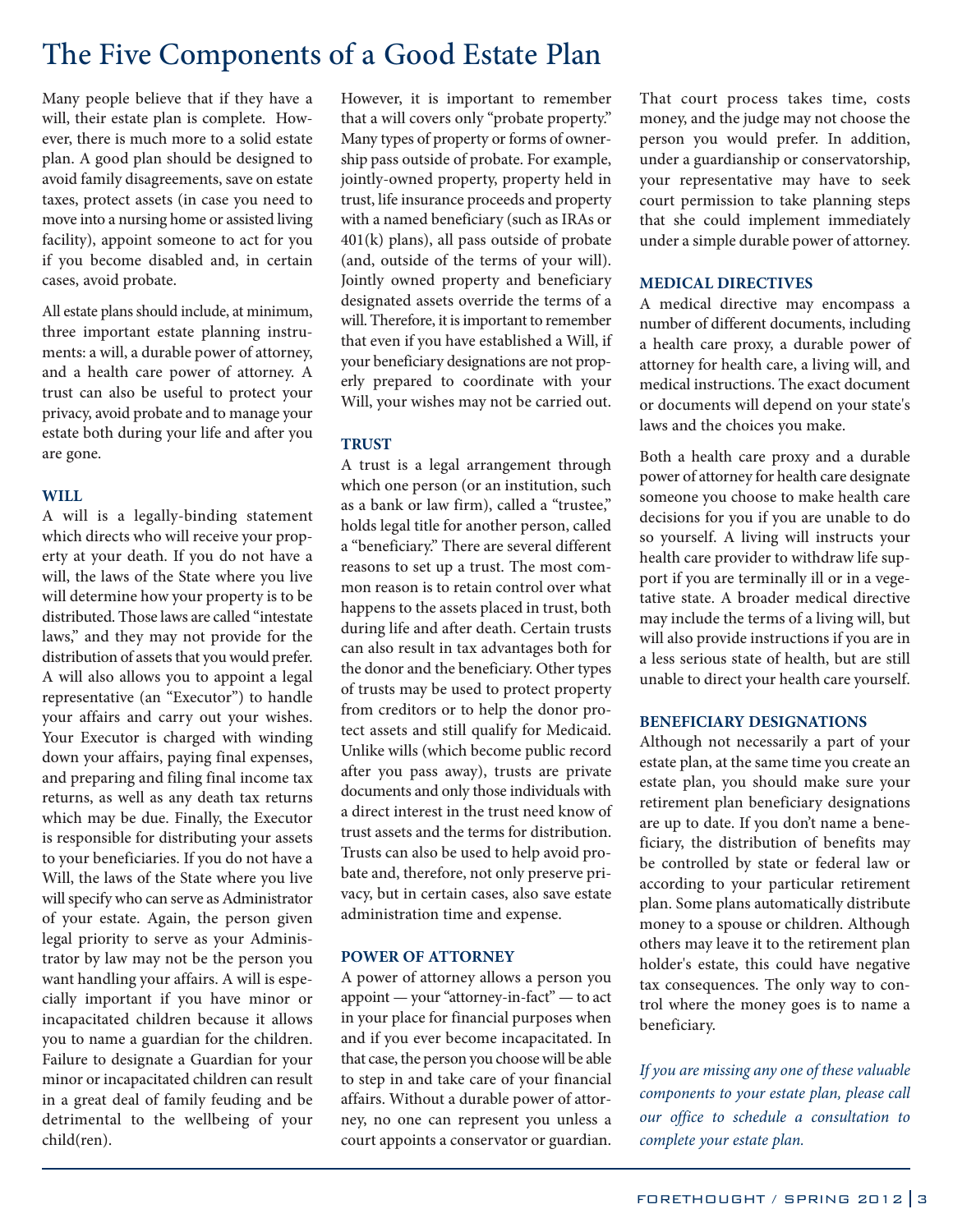# The Five Components of a Good Estate Plan

Many people believe that if they have a will, their estate plan is complete. However, there is much more to a solid estate plan. A good plan should be designed to avoid family disagreements, save on estate taxes, protect assets (in case you need to move into a nursing home or assisted living facility), appoint someone to act for you if you become disabled and, in certain cases, avoid probate.

All estate plans should include, at minimum, three important estate planning instruments: a will, a durable power of attorney, and a health care power of attorney. A trust can also be useful to protect your privacy, avoid probate and to manage your estate both during your life and after you are gone.

### WILL

A will is a legally-binding statement which directs who will receive your property at your death. If you do not have a will, the laws of the State where you live will determine how your property is to be distributed. Those laws are called "intestate laws," and they may not provide for the distribution of assets that you would prefer. A will also allows you to appoint a legal representative (an "Executor") to handle your affairs and carry out your wishes. Your Executor is charged with winding down your affairs, paying final expenses, and preparing and filing final income tax returns, as well as any death tax returns which may be due. Finally, the Executor is responsible for distributing your assets to your beneficiaries. If you do not have a Will, the laws of the State where you live will specify who can serve as Administrator of your estate. Again, the person given legal priority to serve as your Administrator by law may not be the person you want handling your affairs. A will is especially important if you have minor or incapacitated children because it allows you to name a guardian for the children. Failure to designate a Guardian for your minor or incapacitated children can result in a great deal of family feuding and be detrimental to the wellbeing of your child(ren).

However, it is important to remember that a will covers only "probate property." Many types of property or forms of ownership pass outside of probate. For example, jointly-owned property, property held in trust, life insurance proceeds and property with a named beneficiary (such as IRAs or 401(k) plans), all pass outside of probate (and, outside of the terms of your will). Jointly owned property and beneficiary designated assets override the terms of a will. Therefore, it is important to remember that even if you have established a Will, if your beneficiary designations are not properly prepared to coordinate with your Will, your wishes may not be carried out.

### TRUST

A trust is a legal arrangement through which one person (or an institution, such as a bank or law firm), called a "trustee," holds legal title for another person, called a "beneficiary." There are several different reasons to set up a trust. The most common reason is to retain control over what happens to the assets placed in trust, both during life and after death. Certain trusts can also result in tax advantages both for the donor and the beneficiary. Other types of trusts may be used to protect property from creditors or to help the donor protect assets and still qualify for Medicaid. Unlike wills (which become public record after you pass away), trusts are private documents and only those individuals with a direct interest in the trust need know of trust assets and the terms for distribution. Trusts can also be used to help avoid probate and, therefore, not only preserve privacy, but in certain cases, also save estate administration time and expense.

### POWER OF ATTORNEY

A power of attorney allows a person you appoint — your "attorney-in-fact" — to act in your place for financial purposes when and if you ever become incapacitated. In that case, the person you choose will be able to step in and take care of your financial affairs. Without a durable power of attorney, no one can represent you unless a court appoints a conservator or guardian. That court process takes time, costs money, and the judge may not choose the person you would prefer. In addition, under a guardianship or conservatorship, your representative may have to seek court permission to take planning steps that she could implement immediately under a simple durable power of attorney.

### MEDICAL DIRECTIVES

A medical directive may encompass a number of different documents, including a health care proxy, a durable power of attorney for health care, a living will, and medical instructions. The exact document or documents will depend on your state's laws and the choices you make.

Both a health care proxy and a durable power of attorney for health care designate someone you choose to make health care decisions for you if you are unable to do so yourself. A living will instructs your health care provider to withdraw life support if you are terminally ill or in a vegetative state. A broader medical directive may include the terms of a living will, but will also provide instructions if you are in a less serious state of health, but are still unable to direct your health care yourself.

### BENEFICIARY DESIGNATIONS

Although not necessarily a part of your estate plan, at the same time you create an estate plan, you should make sure your retirement plan beneficiary designations are up to date. If you don't name a beneficiary, the distribution of benefits may be controlled by state or federal law or according to your particular retirement plan. Some plans automatically distribute money to a spouse or children. Although others may leave it to the retirement plan holder's estate, this could have negative tax consequences. The only way to control where the money goes is to name a beneficiary.

*If you are missing any one of these valuable components to your estate plan, please call our office to schedule a consultation to complete your estate plan.*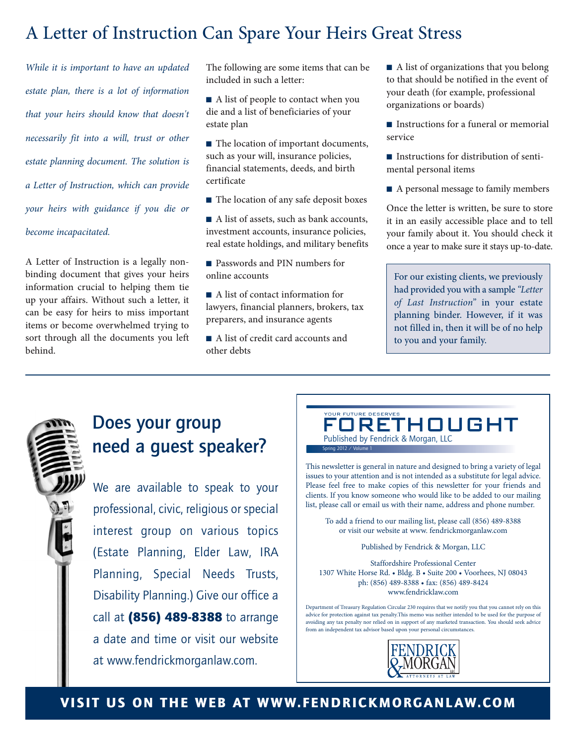# A Letter of Instruction Can Spare Your Heirs Great Stress

*While it is important to have an updated estate plan, there is a lot of information that your heirs should know that doesn't necessarily fit into a will, trust or other estate planning document. The solution is a Letter of Instruction, which can provide your heirs with guidance if you die or become incapacitated.*

A Letter of Instruction is a legally non-binding document that gives your heirs information crucial to helping them tie up your affairs. Without such a letter, it can be easy for heirs to miss important items or become overwhelmed trying to sort through all the documents you left behind.

The following are some items that can be included in such a letter:

- A list of people to contact when you die and a list of beneficiaries of your estate plan
- The location of important documents, such as your will, insurance policies, financial statements, deeds, and birth certificate
- The location of any safe deposit boxes
- A list of assets, such as bank accounts, investment accounts, insurance policies, real estate holdings, and military benefits
- Passwords and PIN numbers for online accounts
- A list of contact information for lawyers, financial planners, brokers, tax preparers, and insurance agents
- A list of credit card accounts and other debts
- A list of organizations that you belong to that should be notified in the event of your death (for example, professional organizations or boards)
- Instructions for a funeral or memorial service
- Instructions for distribution of sentimental personal items
- A personal message to family members

Once the letter is written, be sure to store it in an easily accessible place and to tell your family about it. You should check it once a year to make sure it stays up-to-date.

For our existing clients, we previously had provided you with a sample *"Letter of Last Instruction"* in your estate planning binder. However, if it was not filled in, then it will be of no help to you and your family.

## Does your group need a guest speaker?

We are available to speak to your professional, civic, religious or special interest group on various topics (Estate Planning, Elder Law, IRA Planning, Special Needs Trusts, Disability Planning.) Give our office a call at **(856) 489-8388** to arrange a date and time or visit our website at www.fendrickmorganlaw.com.

YOUR FUTURE DESERVES

**FORETHOUGHT**

Published by Fendrick & Morgan, LLC

Spring 2012 / Volume 1

This newsletter is general in nature and designed to bring a variety of legal issues to your attention and is not intended as a substitute for legal advice. Please feel free to make copies of this newsletter for your friends and clients. If you know someone who would like to be added to our mailing list, please call or email us with their name, address and phone number.

To add a friend to our mailing list, please call (856) 489-8388 or visit our website at www. fendrickmorganlaw.com

Published by Fendrick & Morgan, LLC

Staffordshire Professional Center
1307 White Horse Rd. • Bldg. B • Suite 200 • Voorhees, NJ 08043
ph: (856) 489-8388 • fax: (856) 489-8424
www.fendricklaw.com

Department of Treasury Regulation Circular 230 requires that we notify you that you cannot rely on this advice for protection against tax penalty.This memo was neither intended to be used for the purpose of avoiding any tax penalty nor relied on in support of any marketed transaction. You should seek advice from an independent tax advisor based upon your personal circumstances.

FENDRICK & MORGAN LLC ATTORNEYS AT LAW

**VISIT US ON THE WEB AT WWW.FENDRICKMORGANLAW.COM**